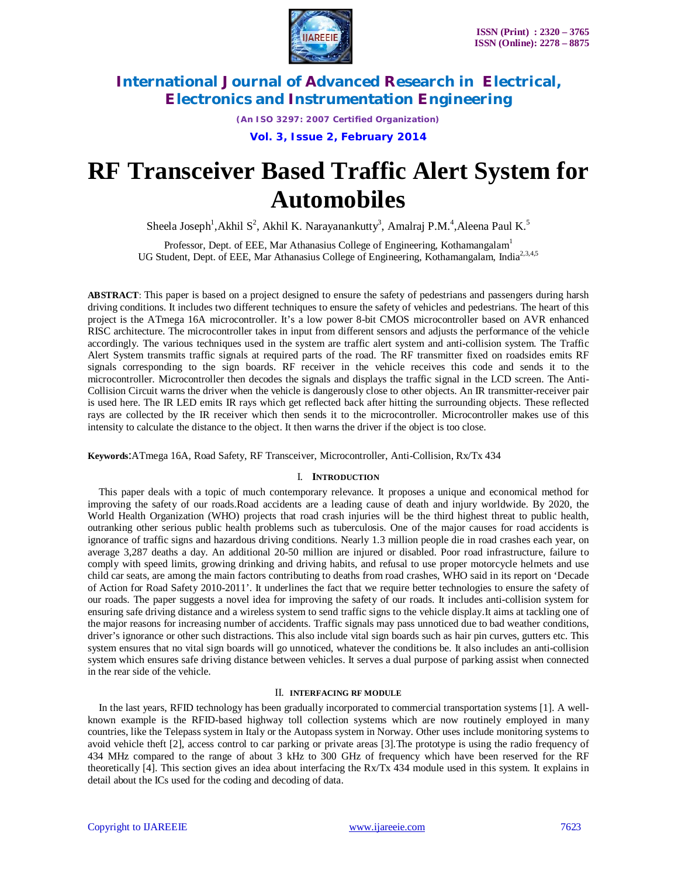# RF Transceiver Based Traffic Alert System for Automobiles

Sheela Joseph[1], Akhil S[2], Akhil K. Narayanankutty[3], Amalraj P.M.[4], Aleena Paul K.[5]

Professor, Dept. of EEE, Mar Athanasius College of Engineering, Kothamangalam[1]

UG Student, Dept. of EEE, Mar Athanasius College of Engineering, Kothamangalam, India[2,3,4,5]

**ABSTRACT**: This paper is based on a project designed to ensure the safety of pedestrians and passengers during harsh driving conditions. It includes two different techniques to ensure the safety of vehicles and pedestrians. The heart of this project is the ATmega 16A microcontroller. It's a low power 8-bit CMOS microcontroller based on AVR enhanced RISC architecture. The microcontroller takes in input from different sensors and adjusts the performance of the vehicle accordingly. The various techniques used in the system are traffic alert system and anti-collision system. The Traffic Alert System transmits traffic signals at required parts of the road. The RF transmitter fixed on roadsides emits RF signals corresponding to the sign boards. RF receiver in the vehicle receives this code and sends it to the microcontroller. Microcontroller then decodes the signals and displays the traffic signal in the LCD screen. The Anti-Collision Circuit warns the driver when the vehicle is dangerously close to other objects. An IR transmitter-receiver pair is used here. The IR LED emits IR rays which get reflected back after hitting the surrounding objects. These reflected rays are collected by the IR receiver which then sends it to the microcontroller. Microcontroller makes use of this intensity to calculate the distance to the object. It then warns the driver if the object is too close.

**Keywords**:ATmega 16A, Road Safety, RF Transceiver, Microcontroller, Anti-Collision, Rx/Tx 434

## I. INTRODUCTION

This paper deals with a topic of much contemporary relevance. It proposes a unique and economical method for improving the safety of our roads.Road accidents are a leading cause of death and injury worldwide. By 2020, the World Health Organization (WHO) projects that road crash injuries will be the third highest threat to public health, outranking other serious public health problems such as tuberculosis. One of the major causes for road accidents is ignorance of traffic signs and hazardous driving conditions. Nearly 1.3 million people die in road crashes each year, on average 3,287 deaths a day. An additional 20-50 million are injured or disabled. Poor road infrastructure, failure to comply with speed limits, growing drinking and driving habits, and refusal to use proper motorcycle helmets and use child car seats, are among the main factors contributing to deaths from road crashes, WHO said in its report on 'Decade of Action for Road Safety 2010-2011'. It underlines the fact that we require better technologies to ensure the safety of our roads. The paper suggests a novel idea for improving the safety of our roads. It includes anti-collision system for ensuring safe driving distance and a wireless system to send traffic signs to the vehicle display.It aims at tackling one of the major reasons for increasing number of accidents. Traffic signals may pass unnoticed due to bad weather conditions, driver's ignorance or other such distractions. This also include vital sign boards such as hair pin curves, gutters etc. This system ensures that no vital sign boards will go unnoticed, whatever the conditions be. It also includes an anti-collision system which ensures safe driving distance between vehicles. It serves a dual purpose of parking assist when connected in the rear side of the vehicle.

## II. INTERFACING RF MODULE

In the last years, RFID technology has been gradually incorporated to commercial transportation systems [1]. A well-known example is the RFID-based highway toll collection systems which are now routinely employed in many countries, like the Telepass system in Italy or the Autopass system in Norway. Other uses include monitoring systems to avoid vehicle theft [2], access control to car parking or private areas [3].The prototype is using the radio frequency of 434 MHz compared to the range of about 3 kHz to 300 GHz of frequency which have been reserved for the RF theoretically [4]. This section gives an idea about interfacing the Rx/Tx 434 module used in this system. It explains in detail about the ICs used for the coding and decoding of data.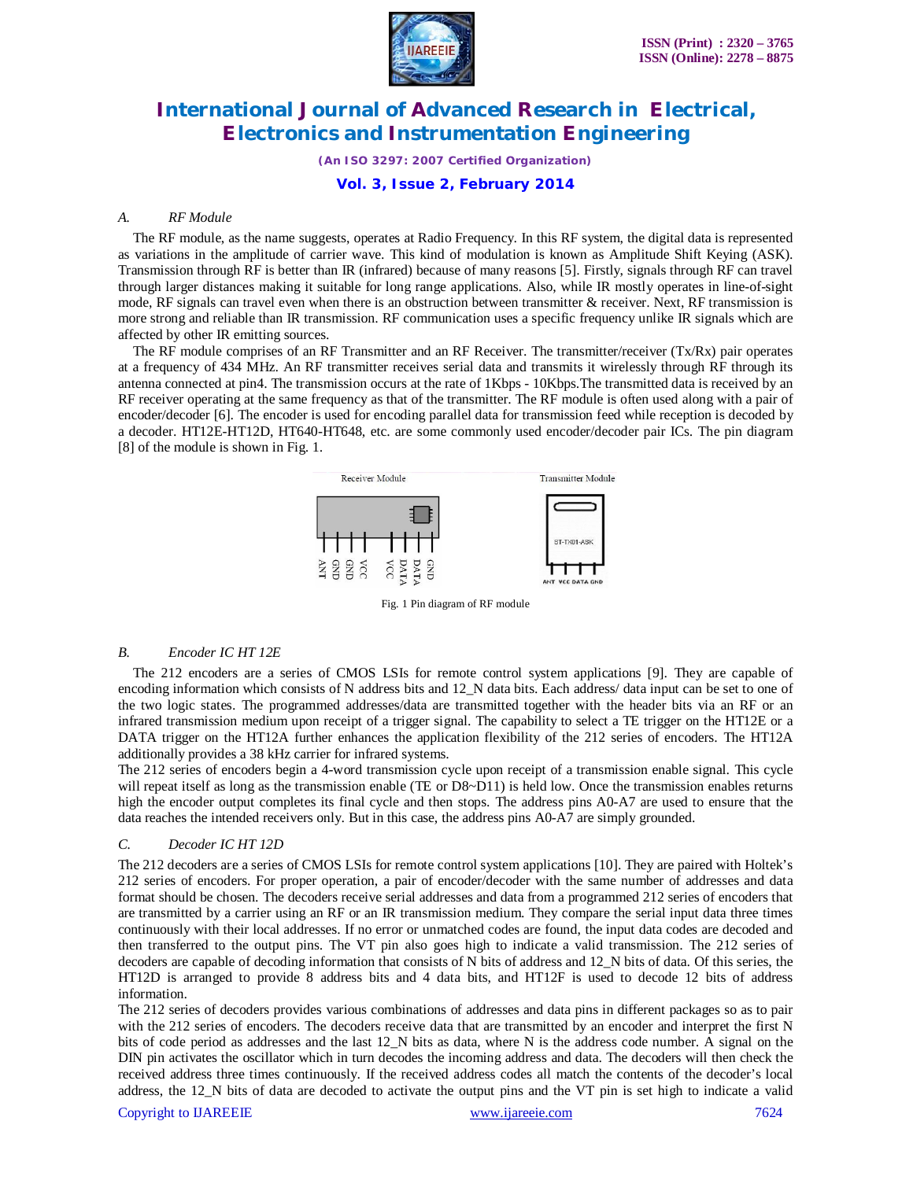### A. RF Module

The RF module, as the name suggests, operates at Radio Frequency. In this RF system, the digital data is represented as variations in the amplitude of carrier wave. This kind of modulation is known as Amplitude Shift Keying (ASK). Transmission through RF is better than IR (infrared) because of many reasons [5]. Firstly, signals through RF can travel through larger distances making it suitable for long range applications. Also, while IR mostly operates in line-of-sight mode, RF signals can travel even when there is an obstruction between transmitter & receiver. Next, RF transmission is more strong and reliable than IR transmission. RF communication uses a specific frequency unlike IR signals which are affected by other IR emitting sources.

The RF module comprises of an RF Transmitter and an RF Receiver. The transmitter/receiver (Tx/Rx) pair operates at a frequency of 434 MHz. An RF transmitter receives serial data and transmits it wirelessly through RF through its antenna connected at pin4. The transmission occurs at the rate of 1Kbps - 10Kbps.The transmitted data is received by an RF receiver operating at the same frequency as that of the transmitter. The RF module is often used along with a pair of encoder/decoder [6]. The encoder is used for encoding parallel data for transmission feed while reception is decoded by a decoder. HT12E-HT12D, HT640-HT648, etc. are some commonly used encoder/decoder pair ICs. The pin diagram [8] of the module is shown in Fig. 1.

Receiver Module — ANT GND GND VCC VCC DATA DATA GND

Transmitter Module — ST-TX01-ASK — ANT VCC DATA GND

Fig. 1 Pin diagram of RF module

### B. Encoder IC HT 12E

The 212 encoders are a series of CMOS LSIs for remote control system applications [9]. They are capable of encoding information which consists of N address bits and 12_N data bits. Each address/ data input can be set to one of the two logic states. The programmed addresses/data are transmitted together with the header bits via an RF or an infrared transmission medium upon receipt of a trigger signal. The capability to select a TE trigger on the HT12E or a DATA trigger on the HT12A further enhances the application flexibility of the 212 series of encoders. The HT12A additionally provides a 38 kHz carrier for infrared systems.

The 212 series of encoders begin a 4-word transmission cycle upon receipt of a transmission enable signal. This cycle will repeat itself as long as the transmission enable (TE or D8~D11) is held low. Once the transmission enables returns high the encoder output completes its final cycle and then stops. The address pins A0-A7 are used to ensure that the data reaches the intended receivers only. But in this case, the address pins A0-A7 are simply grounded.

### C. Decoder IC HT 12D

The 212 decoders are a series of CMOS LSIs for remote control system applications [10]. They are paired with Holtek's 212 series of encoders. For proper operation, a pair of encoder/decoder with the same number of addresses and data format should be chosen. The decoders receive serial addresses and data from a programmed 212 series of encoders that are transmitted by a carrier using an RF or an IR transmission medium. They compare the serial input data three times continuously with their local addresses. If no error or unmatched codes are found, the input data codes are decoded and then transferred to the output pins. The VT pin also goes high to indicate a valid transmission. The 212 series of decoders are capable of decoding information that consists of N bits of address and 12_N bits of data. Of this series, the HT12D is arranged to provide 8 address bits and 4 data bits, and HT12F is used to decode 12 bits of address information.

The 212 series of decoders provides various combinations of addresses and data pins in different packages so as to pair with the 212 series of encoders. The decoders receive data that are transmitted by an encoder and interpret the first N bits of code period as addresses and the last 12_N bits as data, where N is the address code number. A signal on the DIN pin activates the oscillator which in turn decodes the incoming address and data. The decoders will then check the received address three times continuously. If the received address codes all match the contents of the decoder's local address, the 12_N bits of data are decoded to activate the output pins and the VT pin is set high to indicate a valid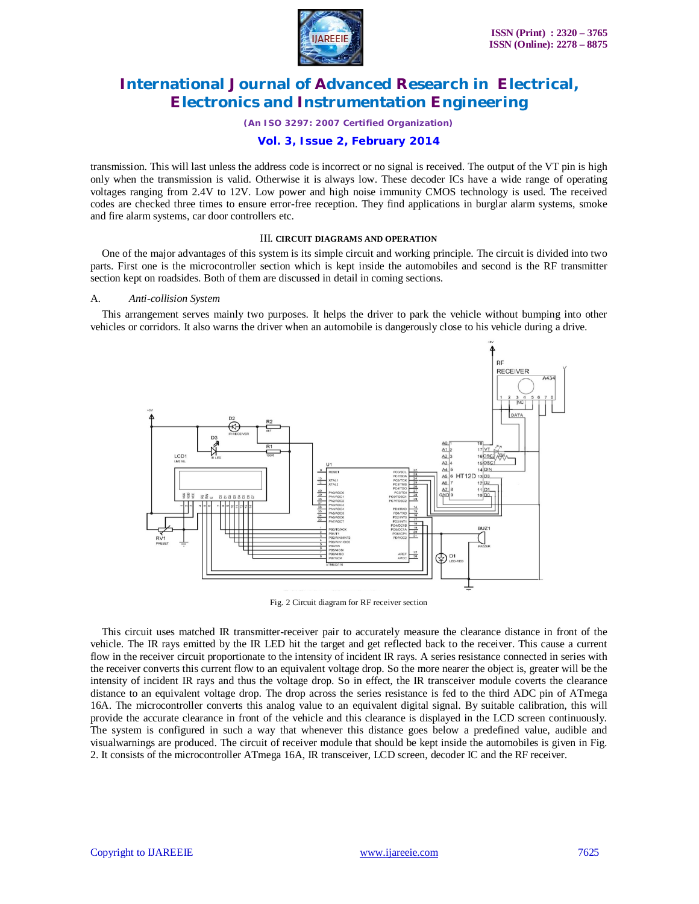transmission. This will last unless the address code is incorrect or no signal is received. The output of the VT pin is high only when the transmission is valid. Otherwise it is always low. These decoder ICs have a wide range of operating voltages ranging from 2.4V to 12V. Low power and high noise immunity CMOS technology is used. The received codes are checked three times to ensure error-free reception. They find applications in burglar alarm systems, smoke and fire alarm systems, car door controllers etc.

## III. CIRCUIT DIAGRAMS AND OPERATION

One of the major advantages of this system is its simple circuit and working principle. The circuit is divided into two parts. First one is the microcontroller section which is kept inside the automobiles and second is the RF transmitter section kept on roadsides. Both of them are discussed in detail in coming sections.

### A. *Anti-collision System*

This arrangement serves mainly two purposes. It helps the driver to park the vehicle without bumping into other vehicles or corridors. It also warns the driver when an automobile is dangerously close to his vehicle during a drive.

Fig. 2 Circuit diagram for RF receiver section

This circuit uses matched IR transmitter-receiver pair to accurately measure the clearance distance in front of the vehicle. The IR rays emitted by the IR LED hit the target and get reflected back to the receiver. This cause a current flow in the receiver circuit proportionate to the intensity of incident IR rays. A series resistance connected in series with the receiver converts this current flow to an equivalent voltage drop. So the more nearer the object is, greater will be the intensity of incident IR rays and thus the voltage drop. So in effect, the IR transceiver module coverts the clearance distance to an equivalent voltage drop. The drop across the series resistance is fed to the third ADC pin of ATmega 16A. The microcontroller converts this analog value to an equivalent digital signal. By suitable calibration, this will provide the accurate clearance in front of the vehicle and this clearance is displayed in the LCD screen continuously. The system is configured in such a way that whenever this distance goes below a predefined value, audible and visualwarnings are produced. The circuit of receiver module that should be kept inside the automobiles is given in Fig. 2. It consists of the microcontroller ATmega 16A, IR transceiver, LCD screen, decoder IC and the RF receiver.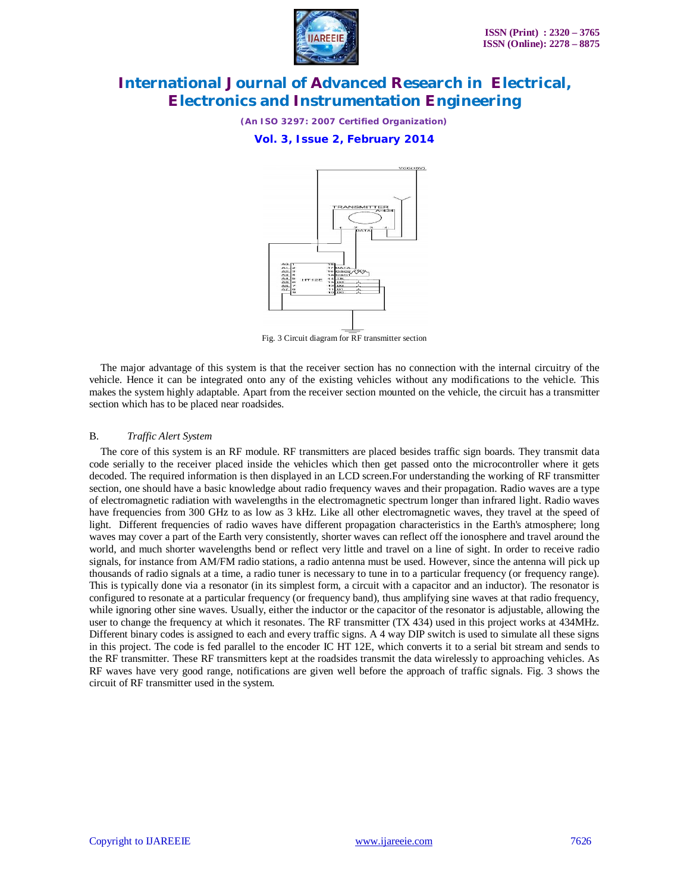Fig. 3 Circuit diagram for RF transmitter section

The major advantage of this system is that the receiver section has no connection with the internal circuitry of the vehicle. Hence it can be integrated onto any of the existing vehicles without any modifications to the vehicle. This makes the system highly adaptable. Apart from the receiver section mounted on the vehicle, the circuit has a transmitter section which has to be placed near roadsides.

### B. *Traffic Alert System*

The core of this system is an RF module. RF transmitters are placed besides traffic sign boards. They transmit data code serially to the receiver placed inside the vehicles which then get passed onto the microcontroller where it gets decoded. The required information is then displayed in an LCD screen.For understanding the working of RF transmitter section, one should have a basic knowledge about radio frequency waves and their propagation. Radio waves are a type of electromagnetic radiation with wavelengths in the electromagnetic spectrum longer than infrared light. Radio waves have frequencies from 300 GHz to as low as 3 kHz. Like all other electromagnetic waves, they travel at the speed of light. Different frequencies of radio waves have different propagation characteristics in the Earth's atmosphere; long waves may cover a part of the Earth very consistently, shorter waves can reflect off the ionosphere and travel around the world, and much shorter wavelengths bend or reflect very little and travel on a line of sight. In order to receive radio signals, for instance from AM/FM radio stations, a radio antenna must be used. However, since the antenna will pick up thousands of radio signals at a time, a radio tuner is necessary to tune in to a particular frequency (or frequency range). This is typically done via a resonator (in its simplest form, a circuit with a capacitor and an inductor). The resonator is configured to resonate at a particular frequency (or frequency band), thus amplifying sine waves at that radio frequency, while ignoring other sine waves. Usually, either the inductor or the capacitor of the resonator is adjustable, allowing the user to change the frequency at which it resonates. The RF transmitter (TX 434) used in this project works at 434MHz. Different binary codes is assigned to each and every traffic signs. A 4 way DIP switch is used to simulate all these signs in this project. The code is fed parallel to the encoder IC HT 12E, which converts it to a serial bit stream and sends to the RF transmitter. These RF transmitters kept at the roadsides transmit the data wirelessly to approaching vehicles. As RF waves have very good range, notifications are given well before the approach of traffic signals. Fig. 3 shows the circuit of RF transmitter used in the system.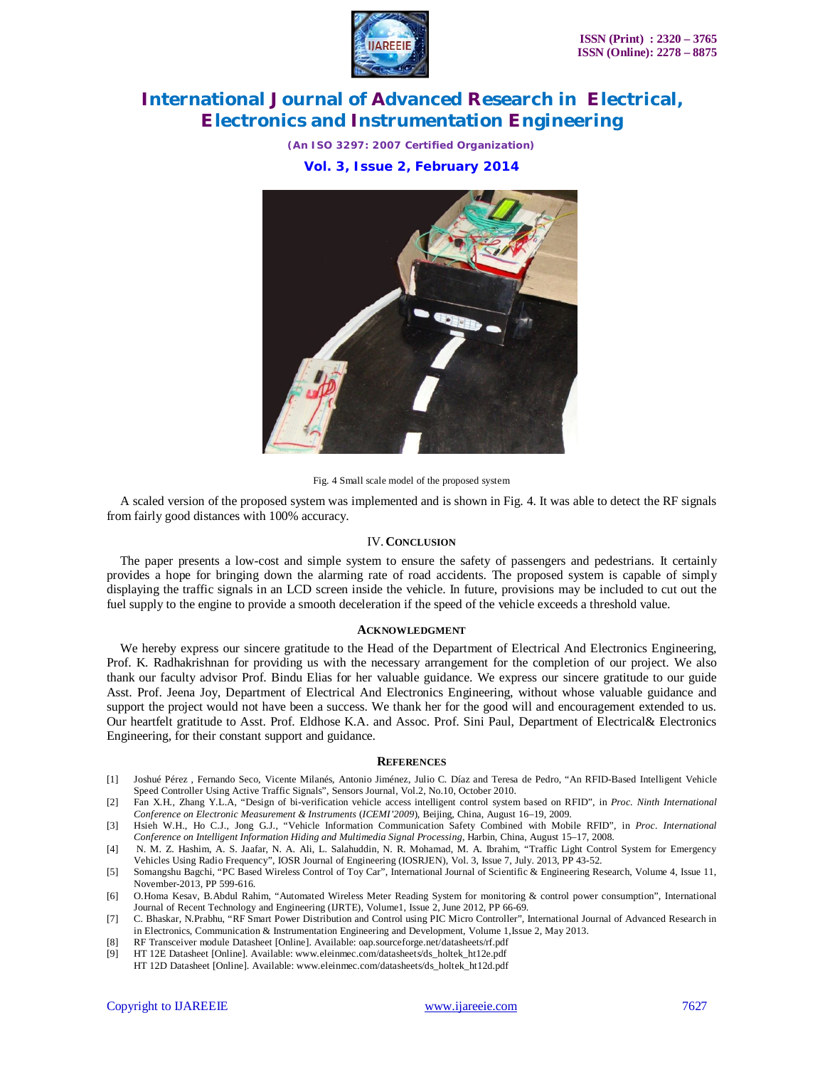Fig. 4 Small scale model of the proposed system

A scaled version of the proposed system was implemented and is shown in Fig. 4. It was able to detect the RF signals from fairly good distances with 100% accuracy.

## IV. CONCLUSION

The paper presents a low-cost and simple system to ensure the safety of passengers and pedestrians. It certainly provides a hope for bringing down the alarming rate of road accidents. The proposed system is capable of simply displaying the traffic signals in an LCD screen inside the vehicle. In future, provisions may be included to cut out the fuel supply to the engine to provide a smooth deceleration if the speed of the vehicle exceeds a threshold value.

## ACKNOWLEDGMENT

We hereby express our sincere gratitude to the Head of the Department of Electrical And Electronics Engineering, Prof. K. Radhakrishnan for providing us with the necessary arrangement for the completion of our project. We also thank our faculty advisor Prof. Bindu Elias for her valuable guidance. We express our sincere gratitude to our guide Asst. Prof. Jeena Joy, Department of Electrical And Electronics Engineering, without whose valuable guidance and support the project would not have been a success. We thank her for the good will and encouragement extended to us. Our heartfelt gratitude to Asst. Prof. Eldhose K.A. and Assoc. Prof. Sini Paul, Department of Electrical& Electronics Engineering, for their constant support and guidance.

## REFERENCES

[1] Joshué Pérez , Fernando Seco, Vicente Milanés, Antonio Jiménez, Julio C. Díaz and Teresa de Pedro, "An RFID-Based Intelligent Vehicle Speed Controller Using Active Traffic Signals", Sensors Journal, Vol.2, No.10, October 2010.

[2] Fan X.H., Zhang Y.L.A, "Design of bi-verification vehicle access intelligent control system based on RFID", in *Proc. Ninth International Conference on Electronic Measurement & Instruments* (*ICEMI'2009*), Beijing, China, August 16–19, 2009.

[3] Hsieh W.H., Ho C.J., Jong G.J., "Vehicle Information Communication Safety Combined with Mobile RFID", in *Proc. International Conference on Intelligent Information Hiding and Multimedia Signal Processing*, Harbin, China, August 15–17, 2008.

[4] N. M. Z. Hashim, A. S. Jaafar, N. A. Ali, L. Salahuddin, N. R. Mohamad, M. A. Ibrahim, "Traffic Light Control System for Emergency Vehicles Using Radio Frequency", IOSR Journal of Engineering (IOSRJEN), Vol. 3, Issue 7, July. 2013, PP 43-52.

[5] Somangshu Bagchi, "PC Based Wireless Control of Toy Car", International Journal of Scientific & Engineering Research, Volume 4, Issue 11, November-2013, PP 599-616.

[6] O.Homa Kesav, B.Abdul Rahim, "Automated Wireless Meter Reading System for monitoring & control power consumption", International Journal of Recent Technology and Engineering (IJRTE), Volume1, Issue 2, June 2012, PP 66-69.

[7] C. Bhaskar, N.Prabhu, "RF Smart Power Distribution and Control using PIC Micro Controller", International Journal of Advanced Research in in Electronics, Communication & Instrumentation Engineering and Development, Volume 1,Issue 2, May 2013.

[8] RF Transceiver module Datasheet [Online]. Available: oap.sourceforge.net/datasheets/rf.pdf

[9] HT 12E Datasheet [Online]. Available: www.eleinmec.com/datasheets/ds_holtek_ht12e.pdf
HT 12D Datasheet [Online]. Available: www.eleinmec.com/datasheets/ds_holtek_ht12d.pdf